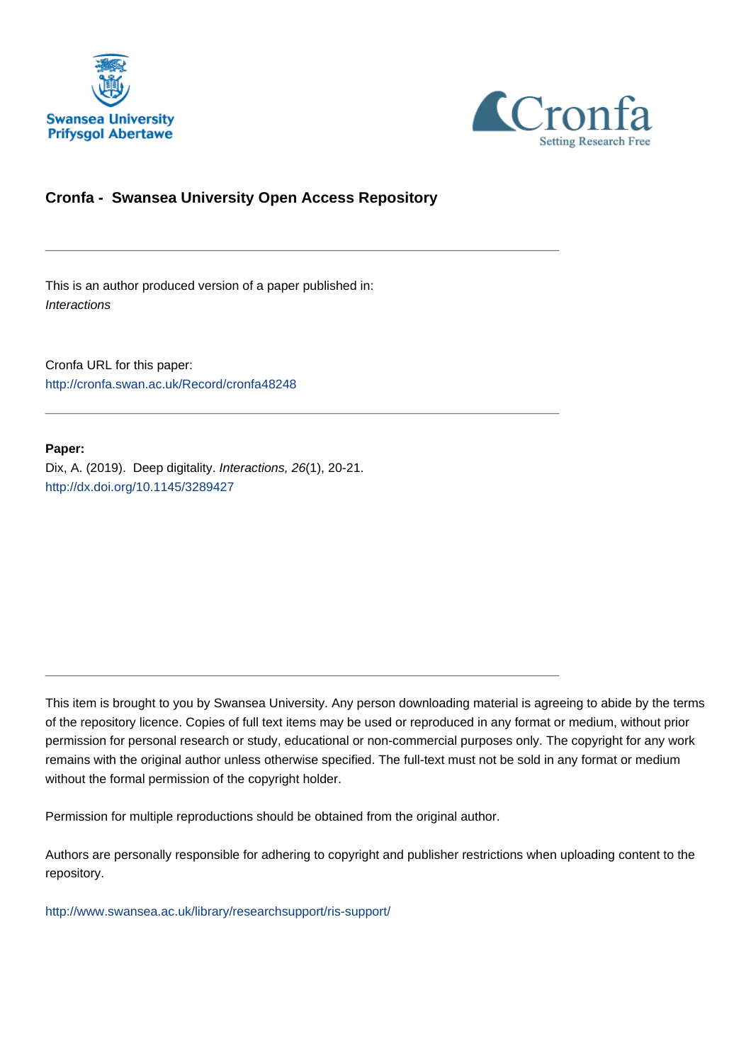Swansea University
Prifysgol Abertawe

Cronfa
Setting Research Free

## Cronfa - Swansea University Open Access Repository

---

This is an author produced version of a paper published in:
*Interactions*

Cronfa URL for this paper:
http://cronfa.swan.ac.uk/Record/cronfa48248

---

**Paper:**
Dix, A. (2019). Deep digitality. *Interactions, 26*(1), 20-21.
http://dx.doi.org/10.1145/3289427

---

This item is brought to you by Swansea University. Any person downloading material is agreeing to abide by the terms of the repository licence. Copies of full text items may be used or reproduced in any format or medium, without prior permission for personal research or study, educational or non-commercial purposes only. The copyright for any work remains with the original author unless otherwise specified. The full-text must not be sold in any format or medium without the formal permission of the copyright holder.

Permission for multiple reproductions should be obtained from the original author.

Authors are personally responsible for adhering to copyright and publisher restrictions when uploading content to the repository.

http://www.swansea.ac.uk/library/researchsupport/ris-support/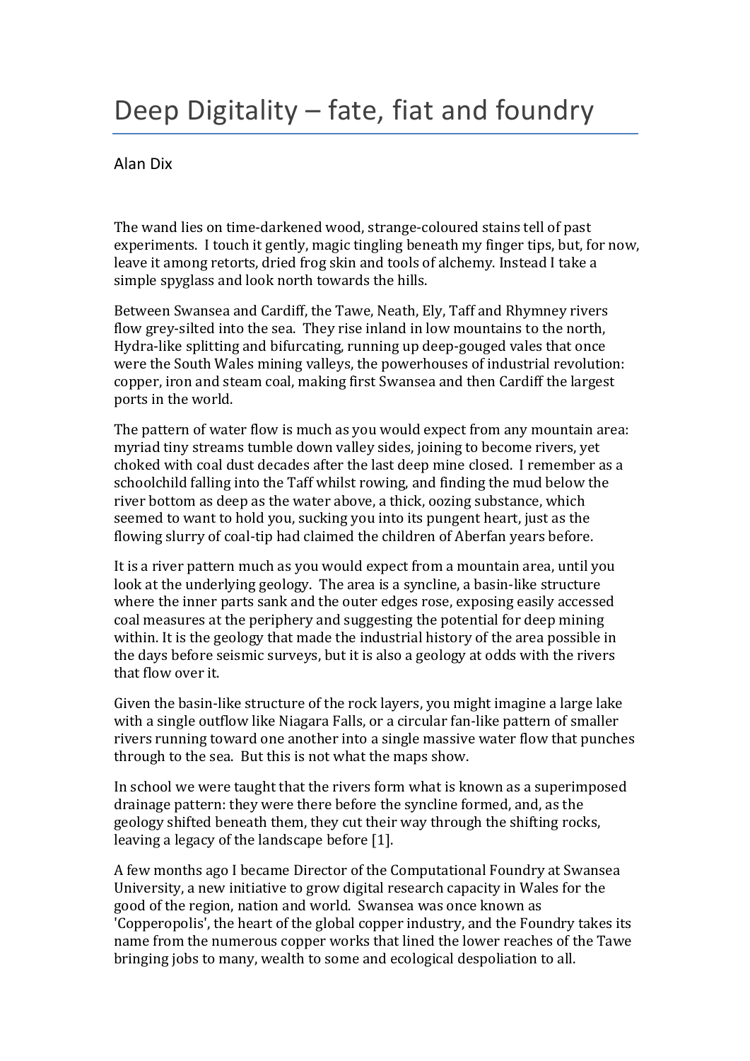# Deep Digitality – fate, fiat and foundry

Alan Dix

The wand lies on time-darkened wood, strange-coloured stains tell of past experiments. I touch it gently, magic tingling beneath my finger tips, but, for now, leave it among retorts, dried frog skin and tools of alchemy. Instead I take a simple spyglass and look north towards the hills.

Between Swansea and Cardiff, the Tawe, Neath, Ely, Taff and Rhymney rivers flow grey-silted into the sea. They rise inland in low mountains to the north, Hydra-like splitting and bifurcating, running up deep-gouged vales that once were the South Wales mining valleys, the powerhouses of industrial revolution: copper, iron and steam coal, making first Swansea and then Cardiff the largest ports in the world.

The pattern of water flow is much as you would expect from any mountain area: myriad tiny streams tumble down valley sides, joining to become rivers, yet choked with coal dust decades after the last deep mine closed. I remember as a schoolchild falling into the Taff whilst rowing, and finding the mud below the river bottom as deep as the water above, a thick, oozing substance, which seemed to want to hold you, sucking you into its pungent heart, just as the flowing slurry of coal-tip had claimed the children of Aberfan years before.

It is a river pattern much as you would expect from a mountain area, until you look at the underlying geology. The area is a syncline, a basin-like structure where the inner parts sank and the outer edges rose, exposing easily accessed coal measures at the periphery and suggesting the potential for deep mining within. It is the geology that made the industrial history of the area possible in the days before seismic surveys, but it is also a geology at odds with the rivers that flow over it.

Given the basin-like structure of the rock layers, you might imagine a large lake with a single outflow like Niagara Falls, or a circular fan-like pattern of smaller rivers running toward one another into a single massive water flow that punches through to the sea. But this is not what the maps show.

In school we were taught that the rivers form what is known as a superimposed drainage pattern: they were there before the syncline formed, and, as the geology shifted beneath them, they cut their way through the shifting rocks, leaving a legacy of the landscape before [1].

A few months ago I became Director of the Computational Foundry at Swansea University, a new initiative to grow digital research capacity in Wales for the good of the region, nation and world. Swansea was once known as 'Copperopolis', the heart of the global copper industry, and the Foundry takes its name from the numerous copper works that lined the lower reaches of the Tawe bringing jobs to many, wealth to some and ecological despoliation to all.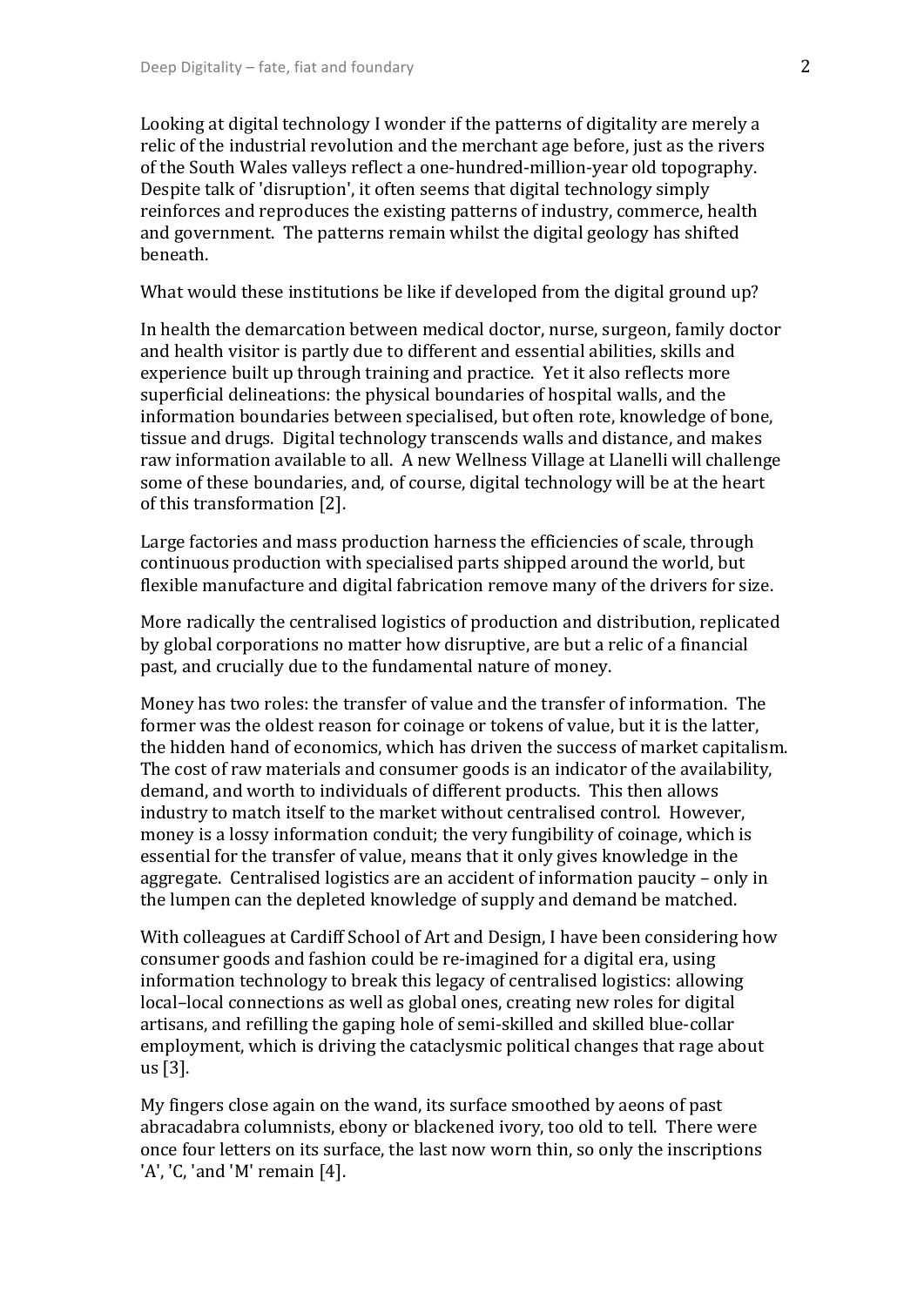Looking at digital technology I wonder if the patterns of digitality are merely a relic of the industrial revolution and the merchant age before, just as the rivers of the South Wales valleys reflect a one-hundred-million-year old topography. Despite talk of 'disruption', it often seems that digital technology simply reinforces and reproduces the existing patterns of industry, commerce, health and government. The patterns remain whilst the digital geology has shifted beneath.

What would these institutions be like if developed from the digital ground up?

In health the demarcation between medical doctor, nurse, surgeon, family doctor and health visitor is partly due to different and essential abilities, skills and experience built up through training and practice. Yet it also reflects more superficial delineations: the physical boundaries of hospital walls, and the information boundaries between specialised, but often rote, knowledge of bone, tissue and drugs. Digital technology transcends walls and distance, and makes raw information available to all. A new Wellness Village at Llanelli will challenge some of these boundaries, and, of course, digital technology will be at the heart of this transformation [2].

Large factories and mass production harness the efficiencies of scale, through continuous production with specialised parts shipped around the world, but flexible manufacture and digital fabrication remove many of the drivers for size.

More radically the centralised logistics of production and distribution, replicated by global corporations no matter how disruptive, are but a relic of a financial past, and crucially due to the fundamental nature of money.

Money has two roles: the transfer of value and the transfer of information. The former was the oldest reason for coinage or tokens of value, but it is the latter, the hidden hand of economics, which has driven the success of market capitalism. The cost of raw materials and consumer goods is an indicator of the availability, demand, and worth to individuals of different products. This then allows industry to match itself to the market without centralised control. However, money is a lossy information conduit; the very fungibility of coinage, which is essential for the transfer of value, means that it only gives knowledge in the aggregate. Centralised logistics are an accident of information paucity – only in the lumpen can the depleted knowledge of supply and demand be matched.

With colleagues at Cardiff School of Art and Design, I have been considering how consumer goods and fashion could be re-imagined for a digital era, using information technology to break this legacy of centralised logistics: allowing local–local connections as well as global ones, creating new roles for digital artisans, and refilling the gaping hole of semi-skilled and skilled blue-collar employment, which is driving the cataclysmic political changes that rage about us [3].

My fingers close again on the wand, its surface smoothed by aeons of past abracadabra columnists, ebony or blackened ivory, too old to tell. There were once four letters on its surface, the last now worn thin, so only the inscriptions 'A', 'C, 'and 'M' remain [4].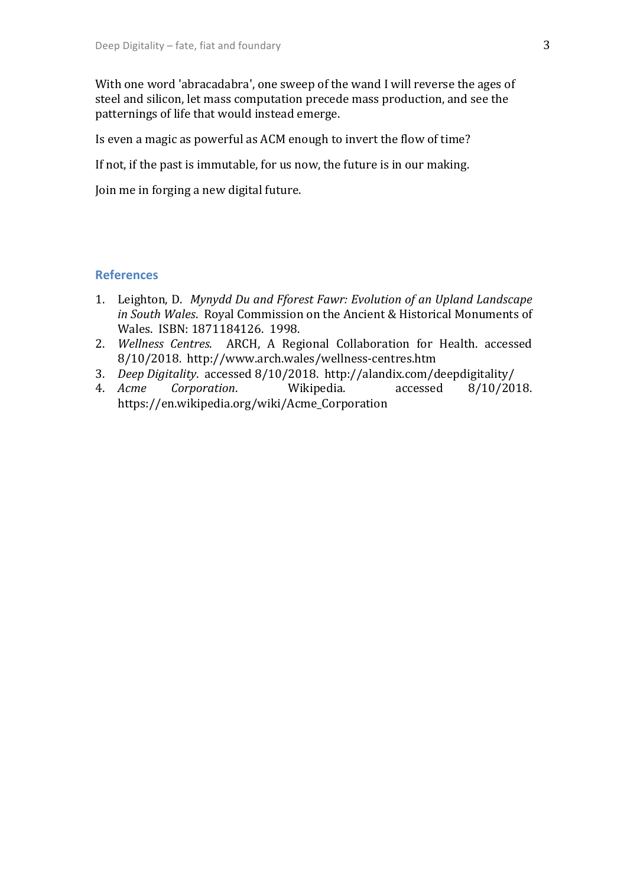With one word 'abracadabra', one sweep of the wand I will reverse the ages of steel and silicon, let mass computation precede mass production, and see the patternings of life that would instead emerge.

Is even a magic as powerful as ACM enough to invert the flow of time?

If not, if the past is immutable, for us now, the future is in our making.

Join me in forging a new digital future.

## References

1. Leighton, D. *Mynydd Du and Fforest Fawr: Evolution of an Upland Landscape in South Wales*. Royal Commission on the Ancient & Historical Monuments of Wales. ISBN: 1871184126. 1998.
2. *Wellness Centres*. ARCH, A Regional Collaboration for Health. accessed 8/10/2018. http://www.arch.wales/wellness-centres.htm
3. *Deep Digitality*. accessed 8/10/2018. http://alandix.com/deepdigitality/
4. *Acme Corporation*. Wikipedia. accessed 8/10/2018. https://en.wikipedia.org/wiki/Acme_Corporation